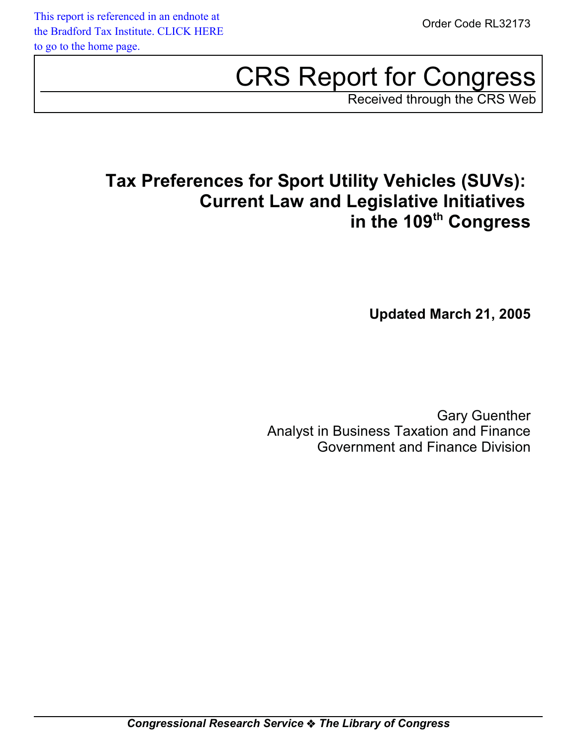This report is referenced in an endnote at the Bradford Tax Institute. CLICK HERE to go to the home page.

Order Code RL32173

# CRS Report for Congress

Received through the CRS Web

## Tax Preferences for Sport Utility Vehicles (SUVs): Current Law and Legislative Initiatives in the 109th Congress

**Updated March 21, 2005**

Gary Guenther
Analyst in Business Taxation and Finance
Government and Finance Division

***Congressional Research Service ❖ The Library of Congress***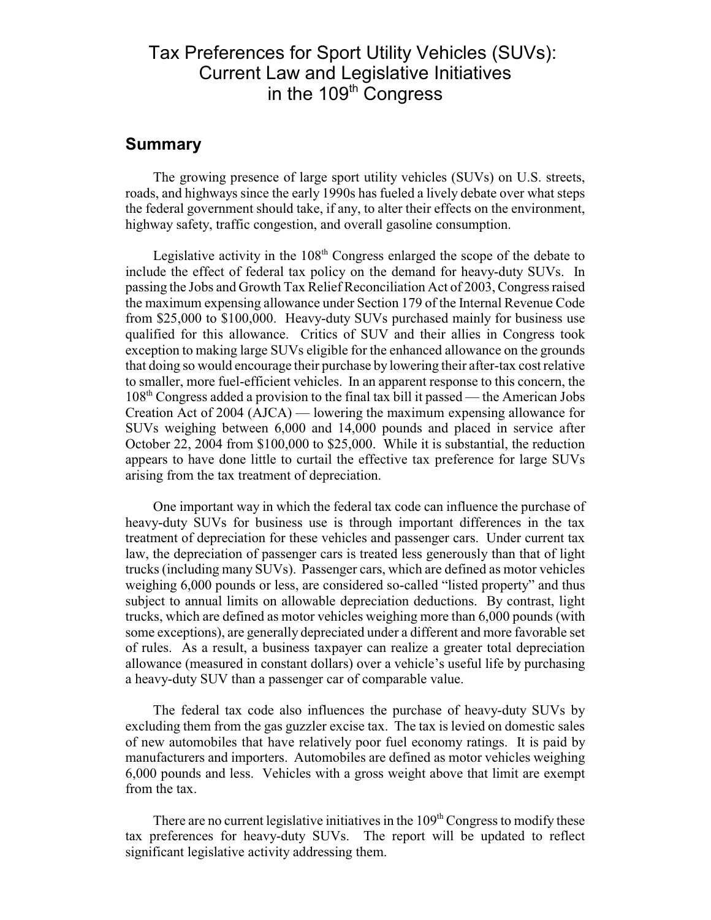# Tax Preferences for Sport Utility Vehicles (SUVs): Current Law and Legislative Initiatives in the 109th Congress

## Summary

The growing presence of large sport utility vehicles (SUVs) on U.S. streets, roads, and highways since the early 1990s has fueled a lively debate over what steps the federal government should take, if any, to alter their effects on the environment, highway safety, traffic congestion, and overall gasoline consumption.

Legislative activity in the 108th Congress enlarged the scope of the debate to include the effect of federal tax policy on the demand for heavy-duty SUVs. In passing the Jobs and Growth Tax Relief Reconciliation Act of 2003, Congress raised the maximum expensing allowance under Section 179 of the Internal Revenue Code from $25,000 to $100,000. Heavy-duty SUVs purchased mainly for business use qualified for this allowance. Critics of SUV and their allies in Congress took exception to making large SUVs eligible for the enhanced allowance on the grounds that doing so would encourage their purchase by lowering their after-tax cost relative to smaller, more fuel-efficient vehicles. In an apparent response to this concern, the 108th Congress added a provision to the final tax bill it passed — the American Jobs Creation Act of 2004 (AJCA) — lowering the maximum expensing allowance for SUVs weighing between 6,000 and 14,000 pounds and placed in service after October 22, 2004 from $100,000 to $25,000. While it is substantial, the reduction appears to have done little to curtail the effective tax preference for large SUVs arising from the tax treatment of depreciation.

One important way in which the federal tax code can influence the purchase of heavy-duty SUVs for business use is through important differences in the tax treatment of depreciation for these vehicles and passenger cars. Under current tax law, the depreciation of passenger cars is treated less generously than that of light trucks (including many SUVs). Passenger cars, which are defined as motor vehicles weighing 6,000 pounds or less, are considered so-called "listed property" and thus subject to annual limits on allowable depreciation deductions. By contrast, light trucks, which are defined as motor vehicles weighing more than 6,000 pounds (with some exceptions), are generally depreciated under a different and more favorable set of rules. As a result, a business taxpayer can realize a greater total depreciation allowance (measured in constant dollars) over a vehicle's useful life by purchasing a heavy-duty SUV than a passenger car of comparable value.

The federal tax code also influences the purchase of heavy-duty SUVs by excluding them from the gas guzzler excise tax. The tax is levied on domestic sales of new automobiles that have relatively poor fuel economy ratings. It is paid by manufacturers and importers. Automobiles are defined as motor vehicles weighing 6,000 pounds and less. Vehicles with a gross weight above that limit are exempt from the tax.

There are no current legislative initiatives in the 109th Congress to modify these tax preferences for heavy-duty SUVs. The report will be updated to reflect significant legislative activity addressing them.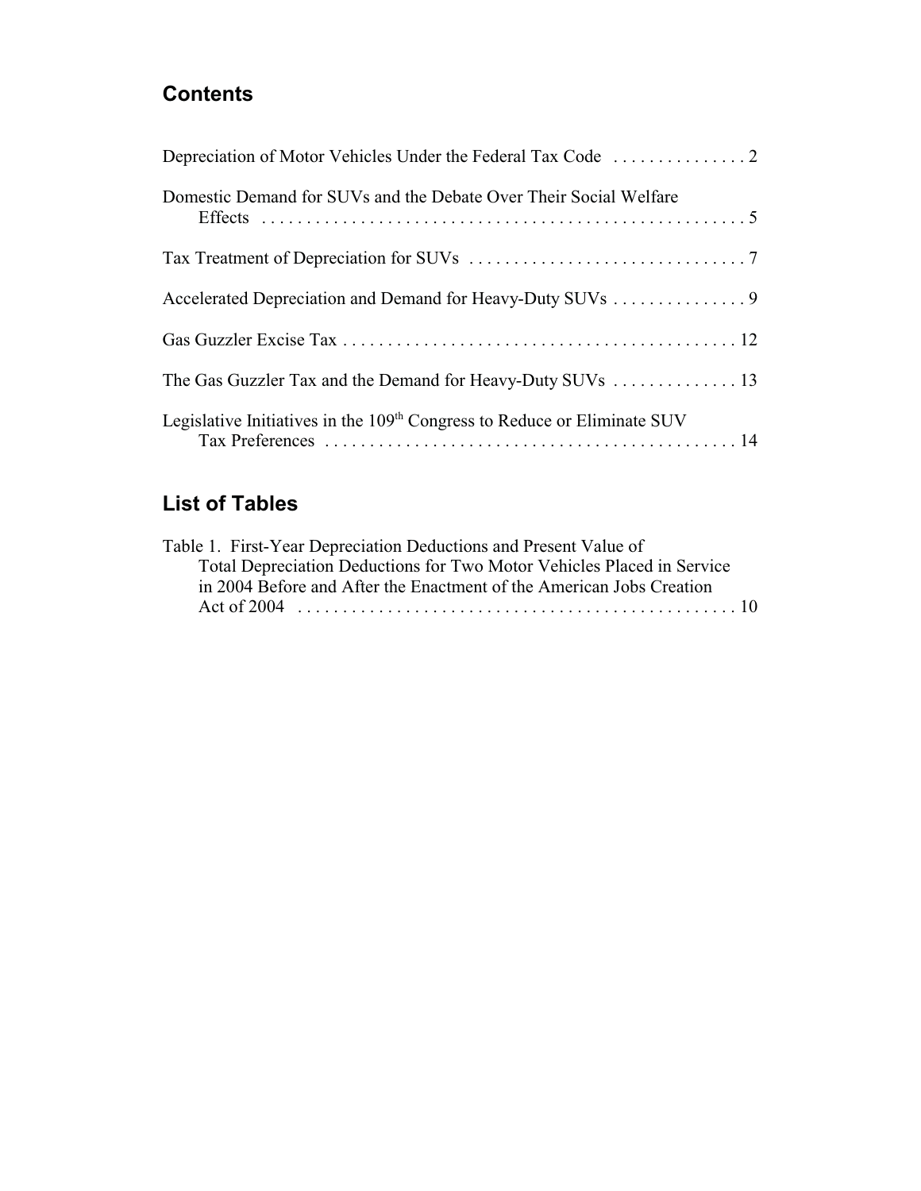## Contents

Depreciation of Motor Vehicles Under the Federal Tax Code . . . . . . . . . . . . . . . 2

Domestic Demand for SUVs and the Debate Over Their Social Welfare Effects . . . . . . . . . . . . . . . . . . . . . . . . . . . . . . . . . . . . . . . . . . . . . . . . . . . . . 5

Tax Treatment of Depreciation for SUVs . . . . . . . . . . . . . . . . . . . . . . . . . . . . . . . 7

Accelerated Depreciation and Demand for Heavy-Duty SUVs . . . . . . . . . . . . . . . 9

Gas Guzzler Excise Tax . . . . . . . . . . . . . . . . . . . . . . . . . . . . . . . . . . . . . . . . . . . . 12

The Gas Guzzler Tax and the Demand for Heavy-Duty SUVs . . . . . . . . . . . . . . 13

Legislative Initiatives in the 109th Congress to Reduce or Eliminate SUV Tax Preferences . . . . . . . . . . . . . . . . . . . . . . . . . . . . . . . . . . . . . . . . . . . . . . 14

## List of Tables

Table 1. First-Year Depreciation Deductions and Present Value of Total Depreciation Deductions for Two Motor Vehicles Placed in Service in 2004 Before and After the Enactment of the American Jobs Creation Act of 2004 . . . . . . . . . . . . . . . . . . . . . . . . . . . . . . . . . . . . . . . . . . . . . . . . . 10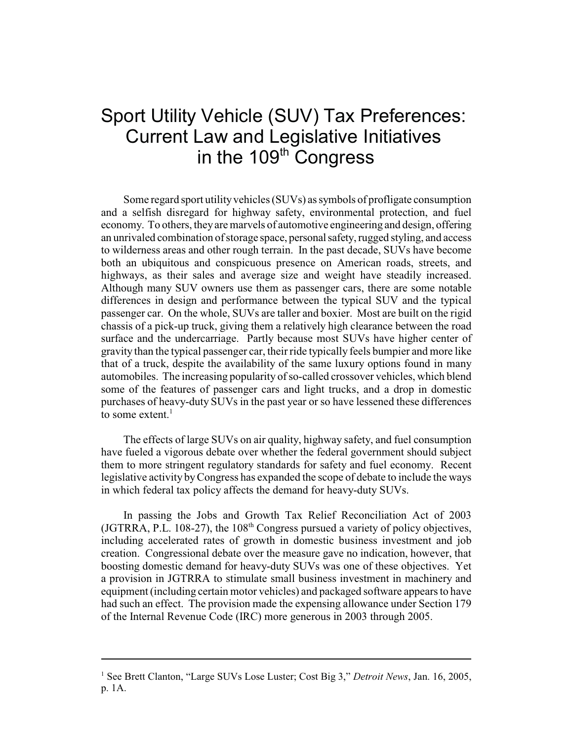# Sport Utility Vehicle (SUV) Tax Preferences: Current Law and Legislative Initiatives in the 109th Congress

Some regard sport utility vehicles (SUVs) as symbols of profligate consumption and a selfish disregard for highway safety, environmental protection, and fuel economy. To others, they are marvels of automotive engineering and design, offering an unrivaled combination of storage space, personal safety, rugged styling, and access to wilderness areas and other rough terrain. In the past decade, SUVs have become both an ubiquitous and conspicuous presence on American roads, streets, and highways, as their sales and average size and weight have steadily increased. Although many SUV owners use them as passenger cars, there are some notable differences in design and performance between the typical SUV and the typical passenger car. On the whole, SUVs are taller and boxier. Most are built on the rigid chassis of a pick-up truck, giving them a relatively high clearance between the road surface and the undercarriage. Partly because most SUVs have higher center of gravity than the typical passenger car, their ride typically feels bumpier and more like that of a truck, despite the availability of the same luxury options found in many automobiles. The increasing popularity of so-called crossover vehicles, which blend some of the features of passenger cars and light trucks, and a drop in domestic purchases of heavy-duty SUVs in the past year or so have lessened these differences to some extent.[1]

The effects of large SUVs on air quality, highway safety, and fuel consumption have fueled a vigorous debate over whether the federal government should subject them to more stringent regulatory standards for safety and fuel economy. Recent legislative activity by Congress has expanded the scope of debate to include the ways in which federal tax policy affects the demand for heavy-duty SUVs.

In passing the Jobs and Growth Tax Relief Reconciliation Act of 2003 (JGTRRA, P.L. 108-27), the 108th Congress pursued a variety of policy objectives, including accelerated rates of growth in domestic business investment and job creation. Congressional debate over the measure gave no indication, however, that boosting domestic demand for heavy-duty SUVs was one of these objectives. Yet a provision in JGTRRA to stimulate small business investment in machinery and equipment (including certain motor vehicles) and packaged software appears to have had such an effect. The provision made the expensing allowance under Section 179 of the Internal Revenue Code (IRC) more generous in 2003 through 2005.

---

[1] See Brett Clanton, "Large SUVs Lose Luster; Cost Big 3," *Detroit News*, Jan. 16, 2005, p. 1A.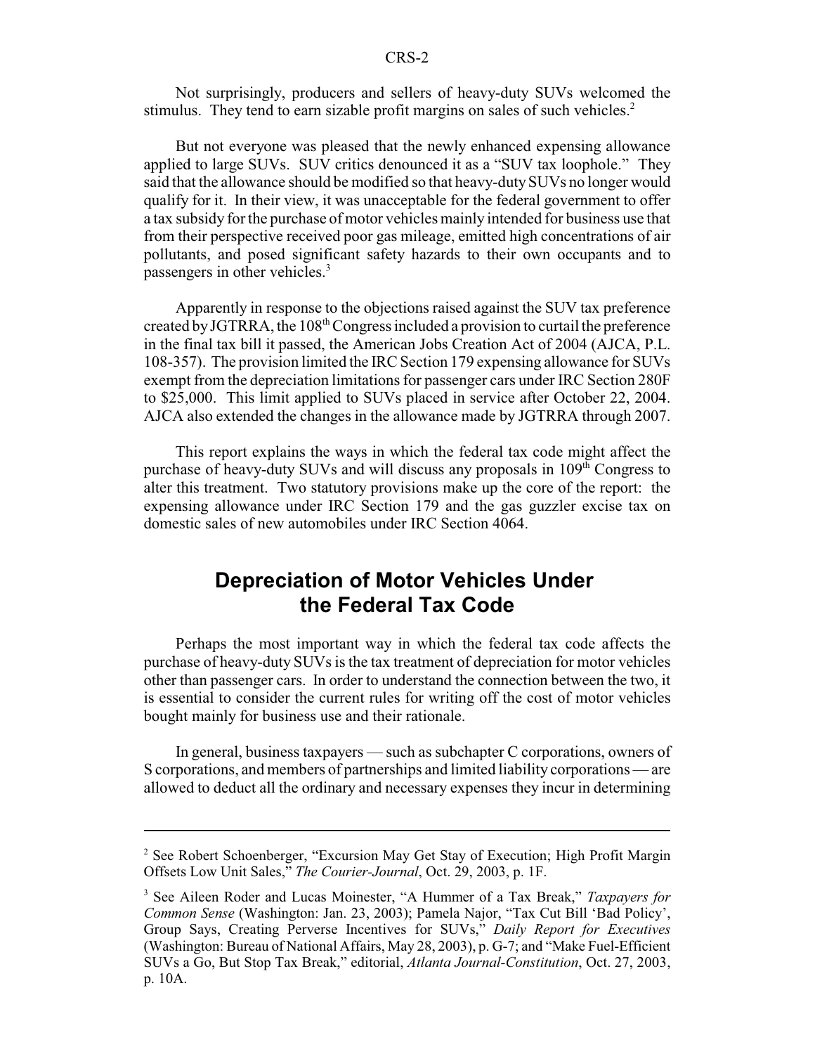Not surprisingly, producers and sellers of heavy-duty SUVs welcomed the stimulus. They tend to earn sizable profit margins on sales of such vehicles.[2]

But not everyone was pleased that the newly enhanced expensing allowance applied to large SUVs. SUV critics denounced it as a "SUV tax loophole." They said that the allowance should be modified so that heavy-duty SUVs no longer would qualify for it. In their view, it was unacceptable for the federal government to offer a tax subsidy for the purchase of motor vehicles mainly intended for business use that from their perspective received poor gas mileage, emitted high concentrations of air pollutants, and posed significant safety hazards to their own occupants and to passengers in other vehicles.[3]

Apparently in response to the objections raised against the SUV tax preference created by JGTRRA, the 108th Congress included a provision to curtail the preference in the final tax bill it passed, the American Jobs Creation Act of 2004 (AJCA, P.L. 108-357). The provision limited the IRC Section 179 expensing allowance for SUVs exempt from the depreciation limitations for passenger cars under IRC Section 280F to $25,000. This limit applied to SUVs placed in service after October 22, 2004. AJCA also extended the changes in the allowance made by JGTRRA through 2007.

This report explains the ways in which the federal tax code might affect the purchase of heavy-duty SUVs and will discuss any proposals in 109th Congress to alter this treatment. Two statutory provisions make up the core of the report: the expensing allowance under IRC Section 179 and the gas guzzler excise tax on domestic sales of new automobiles under IRC Section 4064.

## Depreciation of Motor Vehicles Under the Federal Tax Code

Perhaps the most important way in which the federal tax code affects the purchase of heavy-duty SUVs is the tax treatment of depreciation for motor vehicles other than passenger cars. In order to understand the connection between the two, it is essential to consider the current rules for writing off the cost of motor vehicles bought mainly for business use and their rationale.

In general, business taxpayers — such as subchapter C corporations, owners of S corporations, and members of partnerships and limited liability corporations — are allowed to deduct all the ordinary and necessary expenses they incur in determining

---

[2] See Robert Schoenberger, "Excursion May Get Stay of Execution; High Profit Margin Offsets Low Unit Sales," *The Courier-Journal*, Oct. 29, 2003, p. 1F.

[3] See Aileen Roder and Lucas Moinester, "A Hummer of a Tax Break," *Taxpayers for Common Sense* (Washington: Jan. 23, 2003); Pamela Najor, "Tax Cut Bill 'Bad Policy', Group Says, Creating Perverse Incentives for SUVs," *Daily Report for Executives* (Washington: Bureau of National Affairs, May 28, 2003), p. G-7; and "Make Fuel-Efficient SUVs a Go, But Stop Tax Break," editorial, *Atlanta Journal-Constitution*, Oct. 27, 2003, p. 10A.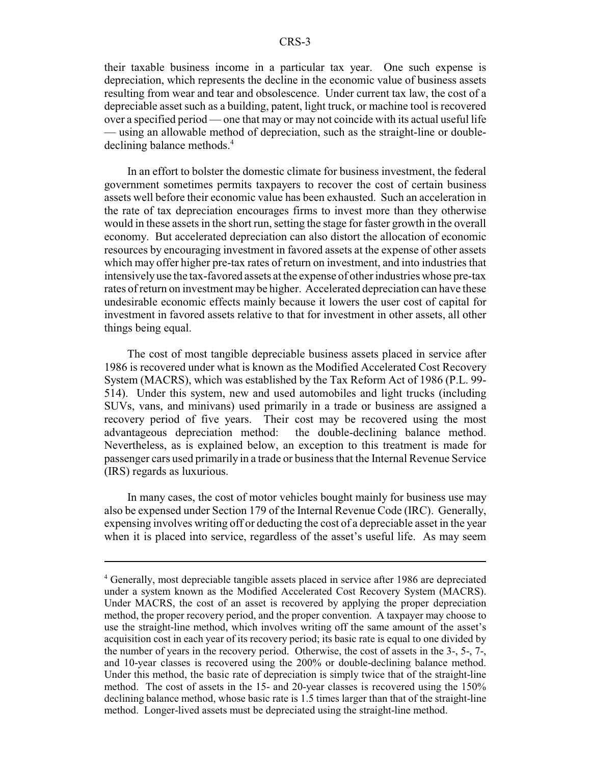their taxable business income in a particular tax year. One such expense is depreciation, which represents the decline in the economic value of business assets resulting from wear and tear and obsolescence. Under current tax law, the cost of a depreciable asset such as a building, patent, light truck, or machine tool is recovered over a specified period — one that may or may not coincide with its actual useful life — using an allowable method of depreciation, such as the straight-line or double-declining balance methods.[4]

In an effort to bolster the domestic climate for business investment, the federal government sometimes permits taxpayers to recover the cost of certain business assets well before their economic value has been exhausted. Such an acceleration in the rate of tax depreciation encourages firms to invest more than they otherwise would in these assets in the short run, setting the stage for faster growth in the overall economy. But accelerated depreciation can also distort the allocation of economic resources by encouraging investment in favored assets at the expense of other assets which may offer higher pre-tax rates of return on investment, and into industries that intensively use the tax-favored assets at the expense of other industries whose pre-tax rates of return on investment may be higher. Accelerated depreciation can have these undesirable economic effects mainly because it lowers the user cost of capital for investment in favored assets relative to that for investment in other assets, all other things being equal.

The cost of most tangible depreciable business assets placed in service after 1986 is recovered under what is known as the Modified Accelerated Cost Recovery System (MACRS), which was established by the Tax Reform Act of 1986 (P.L. 99-514). Under this system, new and used automobiles and light trucks (including SUVs, vans, and minivans) used primarily in a trade or business are assigned a recovery period of five years. Their cost may be recovered using the most advantageous depreciation method: the double-declining balance method. Nevertheless, as is explained below, an exception to this treatment is made for passenger cars used primarily in a trade or business that the Internal Revenue Service (IRS) regards as luxurious.

In many cases, the cost of motor vehicles bought mainly for business use may also be expensed under Section 179 of the Internal Revenue Code (IRC). Generally, expensing involves writing off or deducting the cost of a depreciable asset in the year when it is placed into service, regardless of the asset's useful life. As may seem

---

[4] Generally, most depreciable tangible assets placed in service after 1986 are depreciated under a system known as the Modified Accelerated Cost Recovery System (MACRS). Under MACRS, the cost of an asset is recovered by applying the proper depreciation method, the proper recovery period, and the proper convention. A taxpayer may choose to use the straight-line method, which involves writing off the same amount of the asset's acquisition cost in each year of its recovery period; its basic rate is equal to one divided by the number of years in the recovery period. Otherwise, the cost of assets in the 3-, 5-, 7-, and 10-year classes is recovered using the 200% or double-declining balance method. Under this method, the basic rate of depreciation is simply twice that of the straight-line method. The cost of assets in the 15- and 20-year classes is recovered using the 150% declining balance method, whose basic rate is 1.5 times larger than that of the straight-line method. Longer-lived assets must be depreciated using the straight-line method.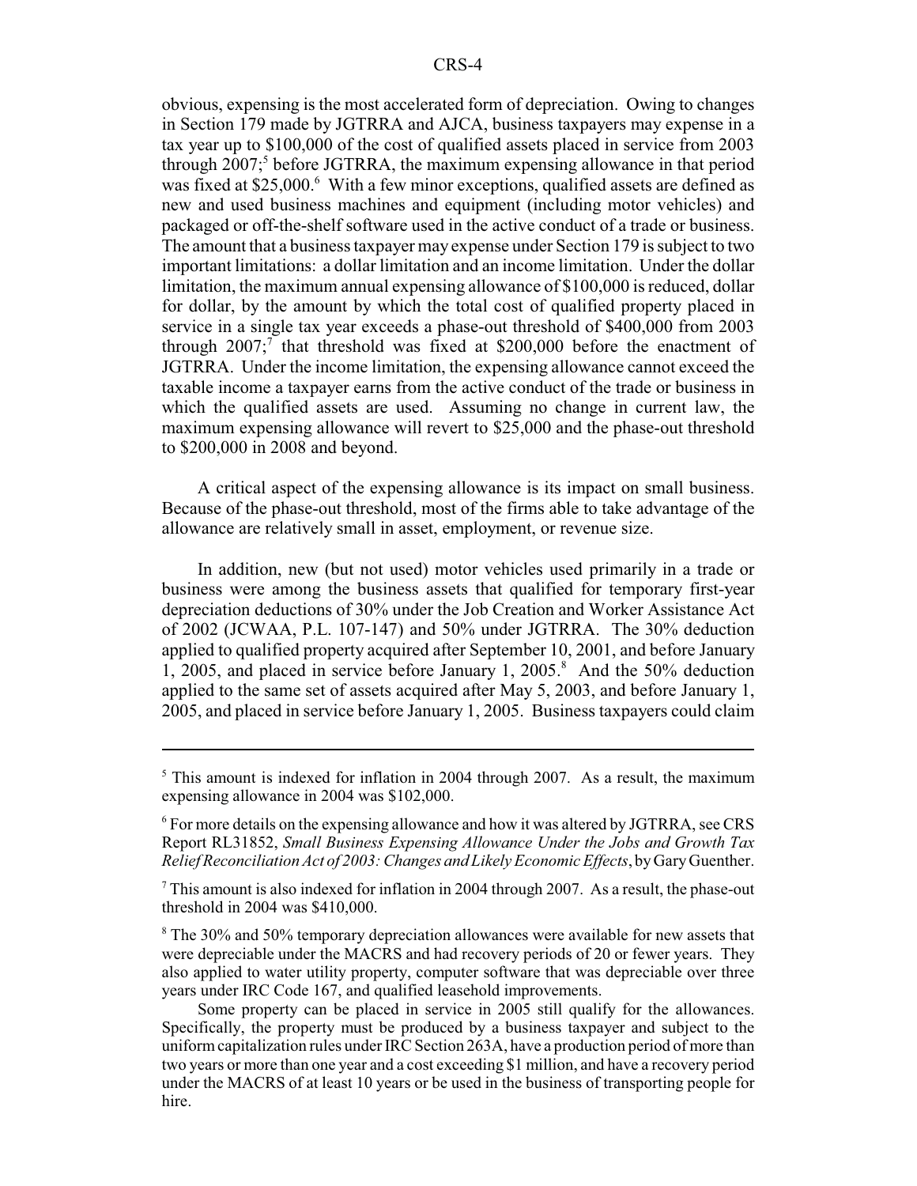obvious, expensing is the most accelerated form of depreciation. Owing to changes in Section 179 made by JGTRRA and AJCA, business taxpayers may expense in a tax year up to \$100,000 of the cost of qualified assets placed in service from 2003 through 2007;[5] before JGTRRA, the maximum expensing allowance in that period was fixed at \$25,000.[6] With a few minor exceptions, qualified assets are defined as new and used business machines and equipment (including motor vehicles) and packaged or off-the-shelf software used in the active conduct of a trade or business. The amount that a business taxpayer may expense under Section 179 is subject to two important limitations: a dollar limitation and an income limitation. Under the dollar limitation, the maximum annual expensing allowance of \$100,000 is reduced, dollar for dollar, by the amount by which the total cost of qualified property placed in service in a single tax year exceeds a phase-out threshold of \$400,000 from 2003 through 2007;[7] that threshold was fixed at \$200,000 before the enactment of JGTRRA. Under the income limitation, the expensing allowance cannot exceed the taxable income a taxpayer earns from the active conduct of the trade or business in which the qualified assets are used. Assuming no change in current law, the maximum expensing allowance will revert to \$25,000 and the phase-out threshold to \$200,000 in 2008 and beyond.

A critical aspect of the expensing allowance is its impact on small business. Because of the phase-out threshold, most of the firms able to take advantage of the allowance are relatively small in asset, employment, or revenue size.

In addition, new (but not used) motor vehicles used primarily in a trade or business were among the business assets that qualified for temporary first-year depreciation deductions of 30% under the Job Creation and Worker Assistance Act of 2002 (JCWAA, P.L. 107-147) and 50% under JGTRRA. The 30% deduction applied to qualified property acquired after September 10, 2001, and before January 1, 2005, and placed in service before January 1, 2005.[8] And the 50% deduction applied to the same set of assets acquired after May 5, 2003, and before January 1, 2005, and placed in service before January 1, 2005. Business taxpayers could claim

---

[5] This amount is indexed for inflation in 2004 through 2007. As a result, the maximum expensing allowance in 2004 was \$102,000.

[6] For more details on the expensing allowance and how it was altered by JGTRRA, see CRS Report RL31852, *Small Business Expensing Allowance Under the Jobs and Growth Tax Relief Reconciliation Act of 2003: Changes and Likely Economic Effects*, by Gary Guenther.

[7] This amount is also indexed for inflation in 2004 through 2007. As a result, the phase-out threshold in 2004 was \$410,000.

[8] The 30% and 50% temporary depreciation allowances were available for new assets that were depreciable under the MACRS and had recovery periods of 20 or fewer years. They also applied to water utility property, computer software that was depreciable over three years under IRC Code 167, and qualified leasehold improvements.

Some property can be placed in service in 2005 still qualify for the allowances. Specifically, the property must be produced by a business taxpayer and subject to the uniform capitalization rules under IRC Section 263A, have a production period of more than two years or more than one year and a cost exceeding \$1 million, and have a recovery period under the MACRS of at least 10 years or be used in the business of transporting people for hire.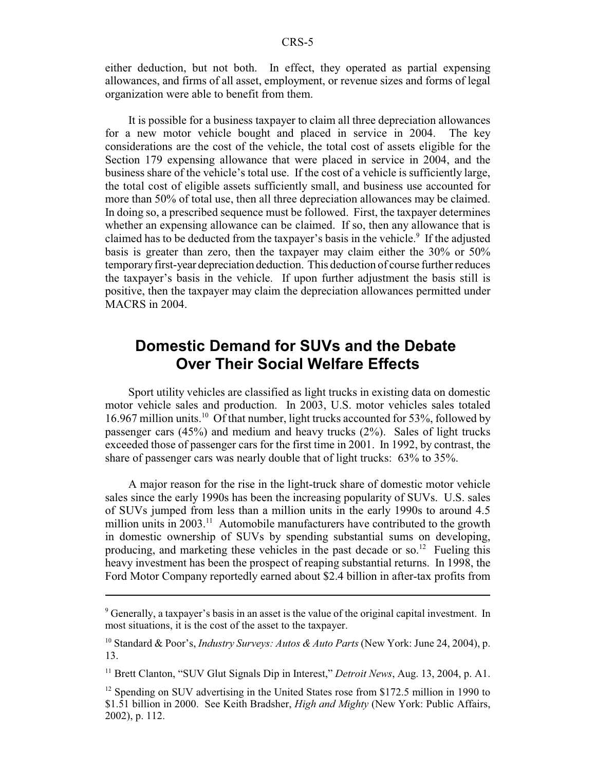either deduction, but not both. In effect, they operated as partial expensing allowances, and firms of all asset, employment, or revenue sizes and forms of legal organization were able to benefit from them.

It is possible for a business taxpayer to claim all three depreciation allowances for a new motor vehicle bought and placed in service in 2004. The key considerations are the cost of the vehicle, the total cost of assets eligible for the Section 179 expensing allowance that were placed in service in 2004, and the business share of the vehicle's total use. If the cost of a vehicle is sufficiently large, the total cost of eligible assets sufficiently small, and business use accounted for more than 50% of total use, then all three depreciation allowances may be claimed. In doing so, a prescribed sequence must be followed. First, the taxpayer determines whether an expensing allowance can be claimed. If so, then any allowance that is claimed has to be deducted from the taxpayer's basis in the vehicle.[9] If the adjusted basis is greater than zero, then the taxpayer may claim either the 30% or 50% temporary first-year depreciation deduction. This deduction of course further reduces the taxpayer's basis in the vehicle. If upon further adjustment the basis still is positive, then the taxpayer may claim the depreciation allowances permitted under MACRS in 2004.

## Domestic Demand for SUVs and the Debate Over Their Social Welfare Effects

Sport utility vehicles are classified as light trucks in existing data on domestic motor vehicle sales and production. In 2003, U.S. motor vehicles sales totaled 16.967 million units.[10] Of that number, light trucks accounted for 53%, followed by passenger cars (45%) and medium and heavy trucks (2%). Sales of light trucks exceeded those of passenger cars for the first time in 2001. In 1992, by contrast, the share of passenger cars was nearly double that of light trucks: 63% to 35%.

A major reason for the rise in the light-truck share of domestic motor vehicle sales since the early 1990s has been the increasing popularity of SUVs. U.S. sales of SUVs jumped from less than a million units in the early 1990s to around 4.5 million units in 2003.[11] Automobile manufacturers have contributed to the growth in domestic ownership of SUVs by spending substantial sums on developing, producing, and marketing these vehicles in the past decade or so.[12] Fueling this heavy investment has been the prospect of reaping substantial returns. In 1998, the Ford Motor Company reportedly earned about $2.4 billion in after-tax profits from

---

[9] Generally, a taxpayer's basis in an asset is the value of the original capital investment. In most situations, it is the cost of the asset to the taxpayer.

[10] Standard & Poor's, *Industry Surveys: Autos & Auto Parts* (New York: June 24, 2004), p. 13.

[11] Brett Clanton, "SUV Glut Signals Dip in Interest," *Detroit News*, Aug. 13, 2004, p. A1.

[12] Spending on SUV advertising in the United States rose from $172.5 million in 1990 to $1.51 billion in 2000. See Keith Bradsher, *High and Mighty* (New York: Public Affairs, 2002), p. 112.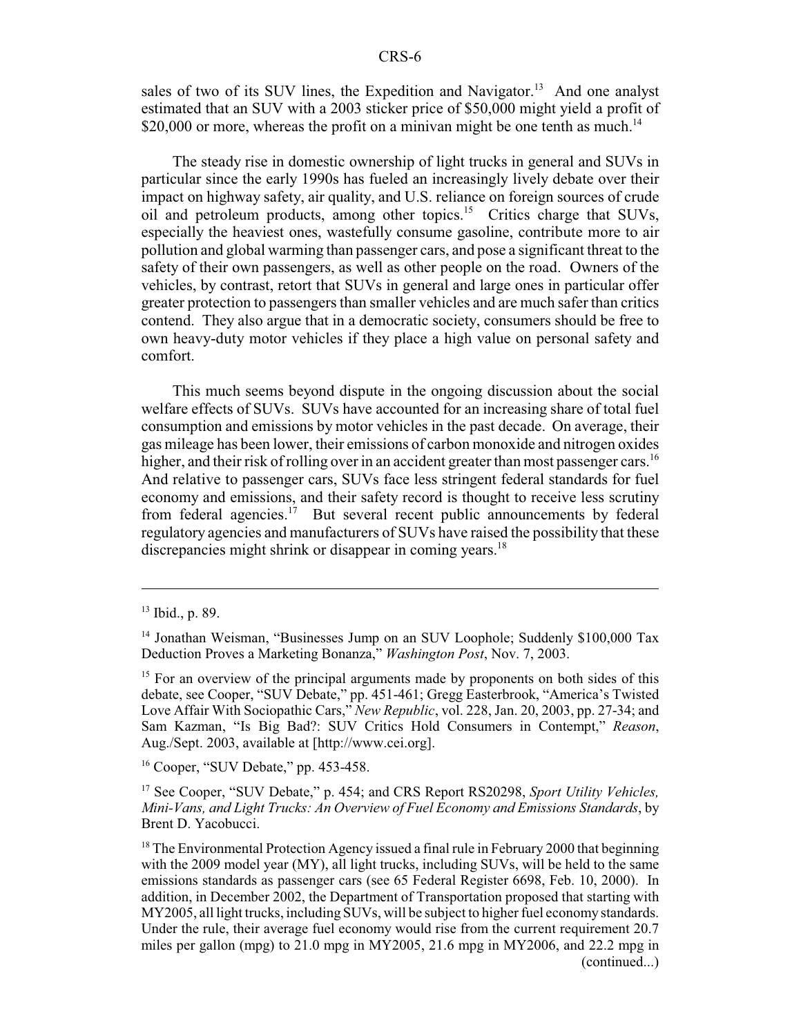sales of two of its SUV lines, the Expedition and Navigator.[13] And one analyst estimated that an SUV with a 2003 sticker price of $50,000 might yield a profit of $20,000 or more, whereas the profit on a minivan might be one tenth as much.[14]

The steady rise in domestic ownership of light trucks in general and SUVs in particular since the early 1990s has fueled an increasingly lively debate over their impact on highway safety, air quality, and U.S. reliance on foreign sources of crude oil and petroleum products, among other topics.[15] Critics charge that SUVs, especially the heaviest ones, wastefully consume gasoline, contribute more to air pollution and global warming than passenger cars, and pose a significant threat to the safety of their own passengers, as well as other people on the road. Owners of the vehicles, by contrast, retort that SUVs in general and large ones in particular offer greater protection to passengers than smaller vehicles and are much safer than critics contend. They also argue that in a democratic society, consumers should be free to own heavy-duty motor vehicles if they place a high value on personal safety and comfort.

This much seems beyond dispute in the ongoing discussion about the social welfare effects of SUVs. SUVs have accounted for an increasing share of total fuel consumption and emissions by motor vehicles in the past decade. On average, their gas mileage has been lower, their emissions of carbon monoxide and nitrogen oxides higher, and their risk of rolling over in an accident greater than most passenger cars.[16] And relative to passenger cars, SUVs face less stringent federal standards for fuel economy and emissions, and their safety record is thought to receive less scrutiny from federal agencies.[17] But several recent public announcements by federal regulatory agencies and manufacturers of SUVs have raised the possibility that these discrepancies might shrink or disappear in coming years.[18]

---

[13] Ibid., p. 89.

[14] Jonathan Weisman, "Businesses Jump on an SUV Loophole; Suddenly $100,000 Tax Deduction Proves a Marketing Bonanza," *Washington Post*, Nov. 7, 2003.

[15] For an overview of the principal arguments made by proponents on both sides of this debate, see Cooper, "SUV Debate," pp. 451-461; Gregg Easterbrook, "America's Twisted Love Affair With Sociopathic Cars," *New Republic*, vol. 228, Jan. 20, 2003, pp. 27-34; and Sam Kazman, "Is Big Bad?: SUV Critics Hold Consumers in Contempt," *Reason*, Aug./Sept. 2003, available at [http://www.cei.org].

[16] Cooper, "SUV Debate," pp. 453-458.

[17] See Cooper, "SUV Debate," p. 454; and CRS Report RS20298, *Sport Utility Vehicles, Mini-Vans, and Light Trucks: An Overview of Fuel Economy and Emissions Standards*, by Brent D. Yacobucci.

[18] The Environmental Protection Agency issued a final rule in February 2000 that beginning with the 2009 model year (MY), all light trucks, including SUVs, will be held to the same emissions standards as passenger cars (see 65 Federal Register 6698, Feb. 10, 2000). In addition, in December 2002, the Department of Transportation proposed that starting with MY2005, all light trucks, including SUVs, will be subject to higher fuel economy standards. Under the rule, their average fuel economy would rise from the current requirement 20.7 miles per gallon (mpg) to 21.0 mpg in MY2005, 21.6 mpg in MY2006, and 22.2 mpg in (continued...)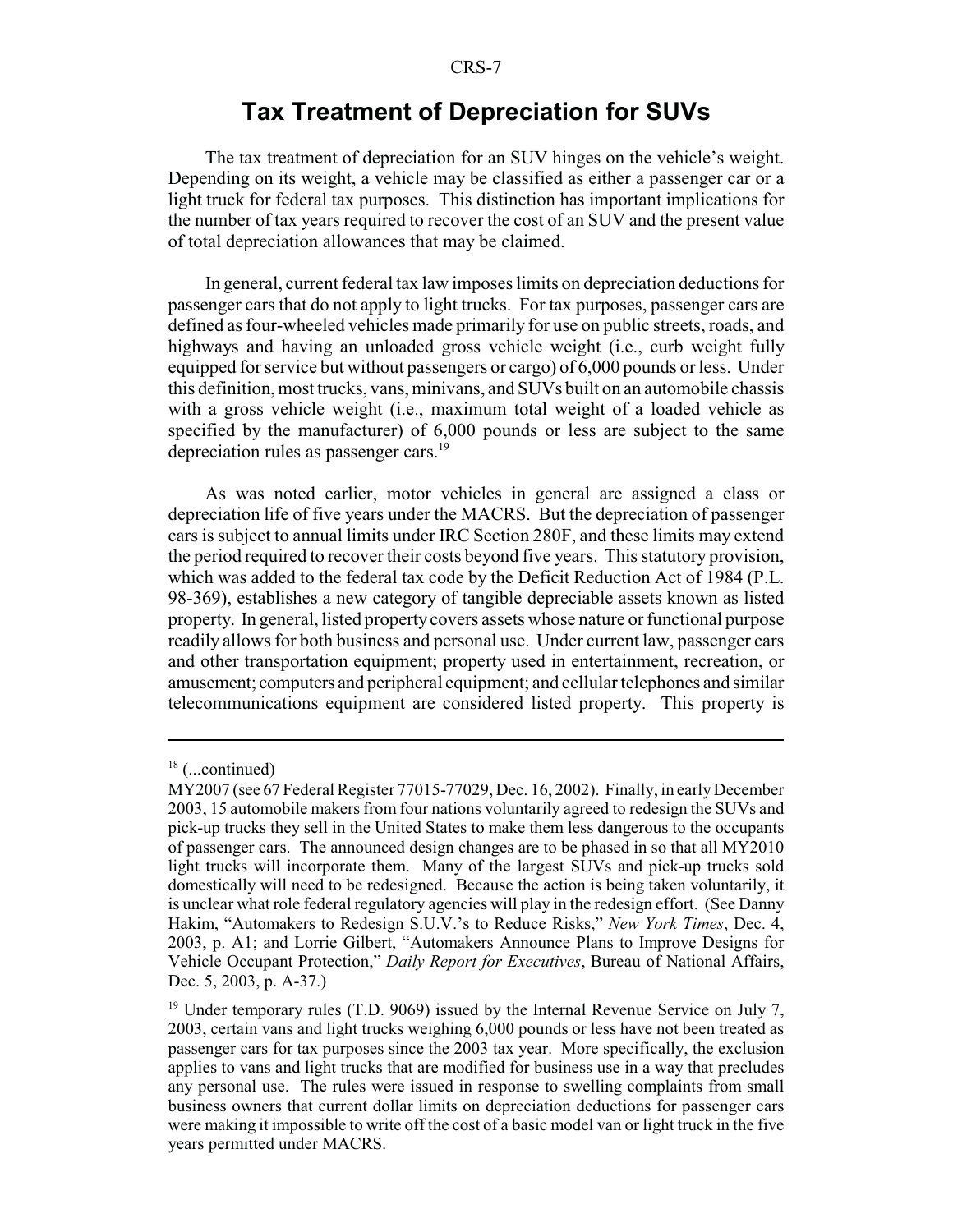## Tax Treatment of Depreciation for SUVs

The tax treatment of depreciation for an SUV hinges on the vehicle's weight. Depending on its weight, a vehicle may be classified as either a passenger car or a light truck for federal tax purposes. This distinction has important implications for the number of tax years required to recover the cost of an SUV and the present value of total depreciation allowances that may be claimed.

In general, current federal tax law imposes limits on depreciation deductions for passenger cars that do not apply to light trucks. For tax purposes, passenger cars are defined as four-wheeled vehicles made primarily for use on public streets, roads, and highways and having an unloaded gross vehicle weight (i.e., curb weight fully equipped for service but without passengers or cargo) of 6,000 pounds or less. Under this definition, most trucks, vans, minivans, and SUVs built on an automobile chassis with a gross vehicle weight (i.e., maximum total weight of a loaded vehicle as specified by the manufacturer) of 6,000 pounds or less are subject to the same depreciation rules as passenger cars.[19]

As was noted earlier, motor vehicles in general are assigned a class or depreciation life of five years under the MACRS. But the depreciation of passenger cars is subject to annual limits under IRC Section 280F, and these limits may extend the period required to recover their costs beyond five years. This statutory provision, which was added to the federal tax code by the Deficit Reduction Act of 1984 (P.L. 98-369), establishes a new category of tangible depreciable assets known as listed property. In general, listed property covers assets whose nature or functional purpose readily allows for both business and personal use. Under current law, passenger cars and other transportation equipment; property used in entertainment, recreation, or amusement; computers and peripheral equipment; and cellular telephones and similar telecommunications equipment are considered listed property. This property is

---

[18] (...continued)

MY2007 (see 67 Federal Register 77015-77029, Dec. 16, 2002). Finally, in early December 2003, 15 automobile makers from four nations voluntarily agreed to redesign the SUVs and pick-up trucks they sell in the United States to make them less dangerous to the occupants of passenger cars. The announced design changes are to be phased in so that all MY2010 light trucks will incorporate them. Many of the largest SUVs and pick-up trucks sold domestically will need to be redesigned. Because the action is being taken voluntarily, it is unclear what role federal regulatory agencies will play in the redesign effort. (See Danny Hakim, "Automakers to Redesign S.U.V.'s to Reduce Risks," *New York Times*, Dec. 4, 2003, p. A1; and Lorrie Gilbert, "Automakers Announce Plans to Improve Designs for Vehicle Occupant Protection," *Daily Report for Executives*, Bureau of National Affairs, Dec. 5, 2003, p. A-37.)

[19] Under temporary rules (T.D. 9069) issued by the Internal Revenue Service on July 7, 2003, certain vans and light trucks weighing 6,000 pounds or less have not been treated as passenger cars for tax purposes since the 2003 tax year. More specifically, the exclusion applies to vans and light trucks that are modified for business use in a way that precludes any personal use. The rules were issued in response to swelling complaints from small business owners that current dollar limits on depreciation deductions for passenger cars were making it impossible to write off the cost of a basic model van or light truck in the five years permitted under MACRS.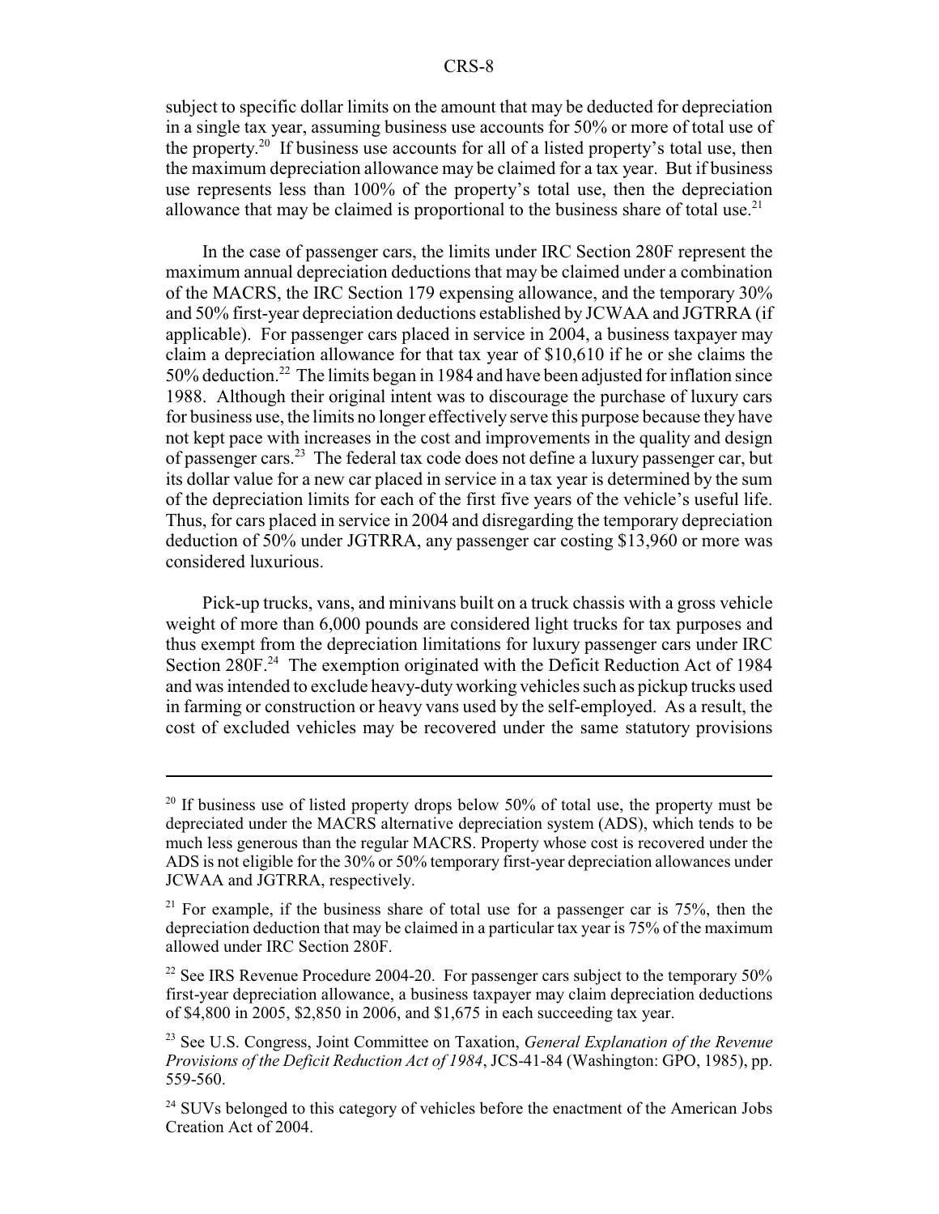subject to specific dollar limits on the amount that may be deducted for depreciation in a single tax year, assuming business use accounts for 50% or more of total use of the property.[20] If business use accounts for all of a listed property's total use, then the maximum depreciation allowance may be claimed for a tax year. But if business use represents less than 100% of the property's total use, then the depreciation allowance that may be claimed is proportional to the business share of total use.[21]

In the case of passenger cars, the limits under IRC Section 280F represent the maximum annual depreciation deductions that may be claimed under a combination of the MACRS, the IRC Section 179 expensing allowance, and the temporary 30% and 50% first-year depreciation deductions established by JCWAA and JGTRRA (if applicable). For passenger cars placed in service in 2004, a business taxpayer may claim a depreciation allowance for that tax year of $10,610 if he or she claims the 50% deduction.[22] The limits began in 1984 and have been adjusted for inflation since 1988. Although their original intent was to discourage the purchase of luxury cars for business use, the limits no longer effectively serve this purpose because they have not kept pace with increases in the cost and improvements in the quality and design of passenger cars.[23] The federal tax code does not define a luxury passenger car, but its dollar value for a new car placed in service in a tax year is determined by the sum of the depreciation limits for each of the first five years of the vehicle's useful life. Thus, for cars placed in service in 2004 and disregarding the temporary depreciation deduction of 50% under JGTRRA, any passenger car costing $13,960 or more was considered luxurious.

Pick-up trucks, vans, and minivans built on a truck chassis with a gross vehicle weight of more than 6,000 pounds are considered light trucks for tax purposes and thus exempt from the depreciation limitations for luxury passenger cars under IRC Section 280F.[24] The exemption originated with the Deficit Reduction Act of 1984 and was intended to exclude heavy-duty working vehicles such as pickup trucks used in farming or construction or heavy vans used by the self-employed. As a result, the cost of excluded vehicles may be recovered under the same statutory provisions

---

[20] If business use of listed property drops below 50% of total use, the property must be depreciated under the MACRS alternative depreciation system (ADS), which tends to be much less generous than the regular MACRS. Property whose cost is recovered under the ADS is not eligible for the 30% or 50% temporary first-year depreciation allowances under JCWAA and JGTRRA, respectively.

[21] For example, if the business share of total use for a passenger car is 75%, then the depreciation deduction that may be claimed in a particular tax year is 75% of the maximum allowed under IRC Section 280F.

[22] See IRS Revenue Procedure 2004-20. For passenger cars subject to the temporary 50% first-year depreciation allowance, a business taxpayer may claim depreciation deductions of $4,800 in 2005, $2,850 in 2006, and $1,675 in each succeeding tax year.

[23] See U.S. Congress, Joint Committee on Taxation, *General Explanation of the Revenue Provisions of the Deficit Reduction Act of 1984*, JCS-41-84 (Washington: GPO, 1985), pp. 559-560.

[24] SUVs belonged to this category of vehicles before the enactment of the American Jobs Creation Act of 2004.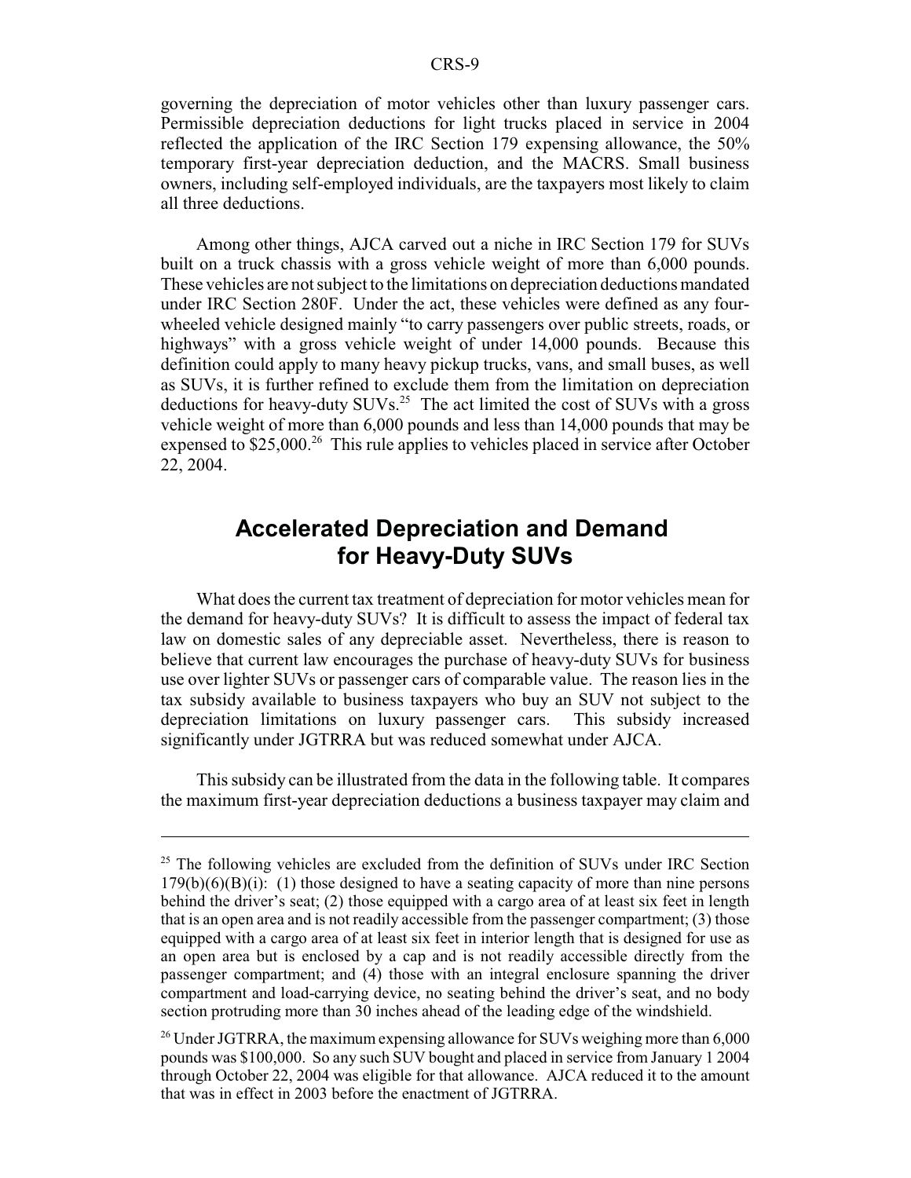governing the depreciation of motor vehicles other than luxury passenger cars. Permissible depreciation deductions for light trucks placed in service in 2004 reflected the application of the IRC Section 179 expensing allowance, the 50% temporary first-year depreciation deduction, and the MACRS. Small business owners, including self-employed individuals, are the taxpayers most likely to claim all three deductions.

Among other things, AJCA carved out a niche in IRC Section 179 for SUVs built on a truck chassis with a gross vehicle weight of more than 6,000 pounds. These vehicles are not subject to the limitations on depreciation deductions mandated under IRC Section 280F. Under the act, these vehicles were defined as any four-wheeled vehicle designed mainly "to carry passengers over public streets, roads, or highways" with a gross vehicle weight of under 14,000 pounds. Because this definition could apply to many heavy pickup trucks, vans, and small buses, as well as SUVs, it is further refined to exclude them from the limitation on depreciation deductions for heavy-duty SUVs.[25] The act limited the cost of SUVs with a gross vehicle weight of more than 6,000 pounds and less than 14,000 pounds that may be expensed to $25,000.[26] This rule applies to vehicles placed in service after October 22, 2004.

## Accelerated Depreciation and Demand for Heavy-Duty SUVs

What does the current tax treatment of depreciation for motor vehicles mean for the demand for heavy-duty SUVs? It is difficult to assess the impact of federal tax law on domestic sales of any depreciable asset. Nevertheless, there is reason to believe that current law encourages the purchase of heavy-duty SUVs for business use over lighter SUVs or passenger cars of comparable value. The reason lies in the tax subsidy available to business taxpayers who buy an SUV not subject to the depreciation limitations on luxury passenger cars. This subsidy increased significantly under JGTRRA but was reduced somewhat under AJCA.

This subsidy can be illustrated from the data in the following table. It compares the maximum first-year depreciation deductions a business taxpayer may claim and

---

[25] The following vehicles are excluded from the definition of SUVs under IRC Section 179(b)(6)(B)(i): (1) those designed to have a seating capacity of more than nine persons behind the driver's seat; (2) those equipped with a cargo area of at least six feet in length that is an open area and is not readily accessible from the passenger compartment; (3) those equipped with a cargo area of at least six feet in interior length that is designed for use as an open area but is enclosed by a cap and is not readily accessible directly from the passenger compartment; and (4) those with an integral enclosure spanning the driver compartment and load-carrying device, no seating behind the driver's seat, and no body section protruding more than 30 inches ahead of the leading edge of the windshield.

[26] Under JGTRRA, the maximum expensing allowance for SUVs weighing more than 6,000 pounds was $100,000. So any such SUV bought and placed in service from January 1 2004 through October 22, 2004 was eligible for that allowance. AJCA reduced it to the amount that was in effect in 2003 before the enactment of JGTRRA.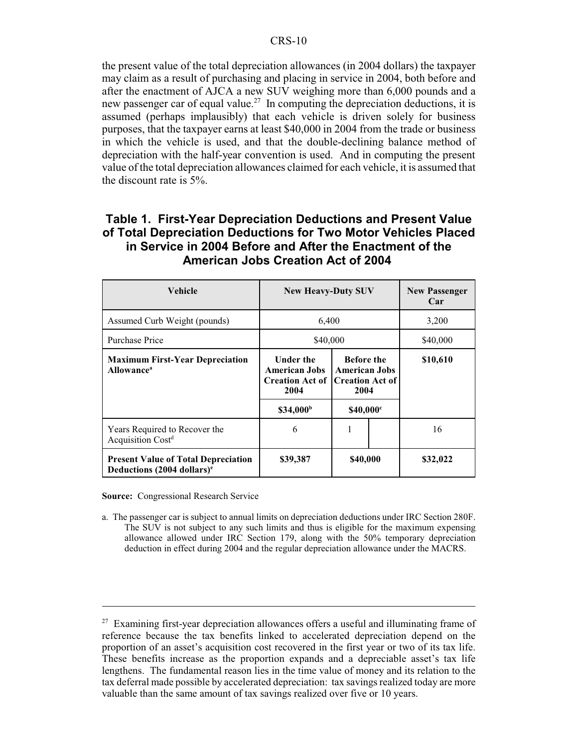the present value of the total depreciation allowances (in 2004 dollars) the taxpayer may claim as a result of purchasing and placing in service in 2004, both before and after the enactment of AJCA a new SUV weighing more than 6,000 pounds and a new passenger car of equal value.[27] In computing the depreciation deductions, it is assumed (perhaps implausibly) that each vehicle is driven solely for business purposes, that the taxpayer earns at least $40,000 in 2004 from the trade or business in which the vehicle is used, and that the double-declining balance method of depreciation with the half-year convention is used. And in computing the present value of the total depreciation allowances claimed for each vehicle, it is assumed that the discount rate is 5%.

## Table 1. First-Year Depreciation Deductions and Present Value of Total Depreciation Deductions for Two Motor Vehicles Placed in Service in 2004 Before and After the Enactment of the American Jobs Creation Act of 2004

| Vehicle | New Heavy-Duty SUV | | New Passenger Car |
|---|---|---|---|
| Assumed Curb Weight (pounds) | 6,400 | | 3,200 |
| Purchase Price | $40,000 | | $40,000 |
| **Maximum First-Year Depreciation Allowance[a]** | **Under the American Jobs Creation Act of 2004** | **Before the American Jobs Creation Act of 2004** | **$10,610** |
| | **$34,000[b]** | **$40,000[c]** | |
| Years Required to Recover the Acquisition Cost[d] | 6 | 1 | 16 |
| **Present Value of Total Depreciation Deductions (2004 dollars)[e]** | **$39,387** | **$40,000** | **$32,022** |

**Source:** Congressional Research Service

a. The passenger car is subject to annual limits on depreciation deductions under IRC Section 280F. The SUV is not subject to any such limits and thus is eligible for the maximum expensing allowance allowed under IRC Section 179, along with the 50% temporary depreciation deduction in effect during 2004 and the regular depreciation allowance under the MACRS.

---

[27] Examining first-year depreciation allowances offers a useful and illuminating frame of reference because the tax benefits linked to accelerated depreciation depend on the proportion of an asset's acquisition cost recovered in the first year or two of its tax life. These benefits increase as the proportion expands and a depreciable asset's tax life lengthens. The fundamental reason lies in the time value of money and its relation to the tax deferral made possible by accelerated depreciation: tax savings realized today are more valuable than the same amount of tax savings realized over five or 10 years.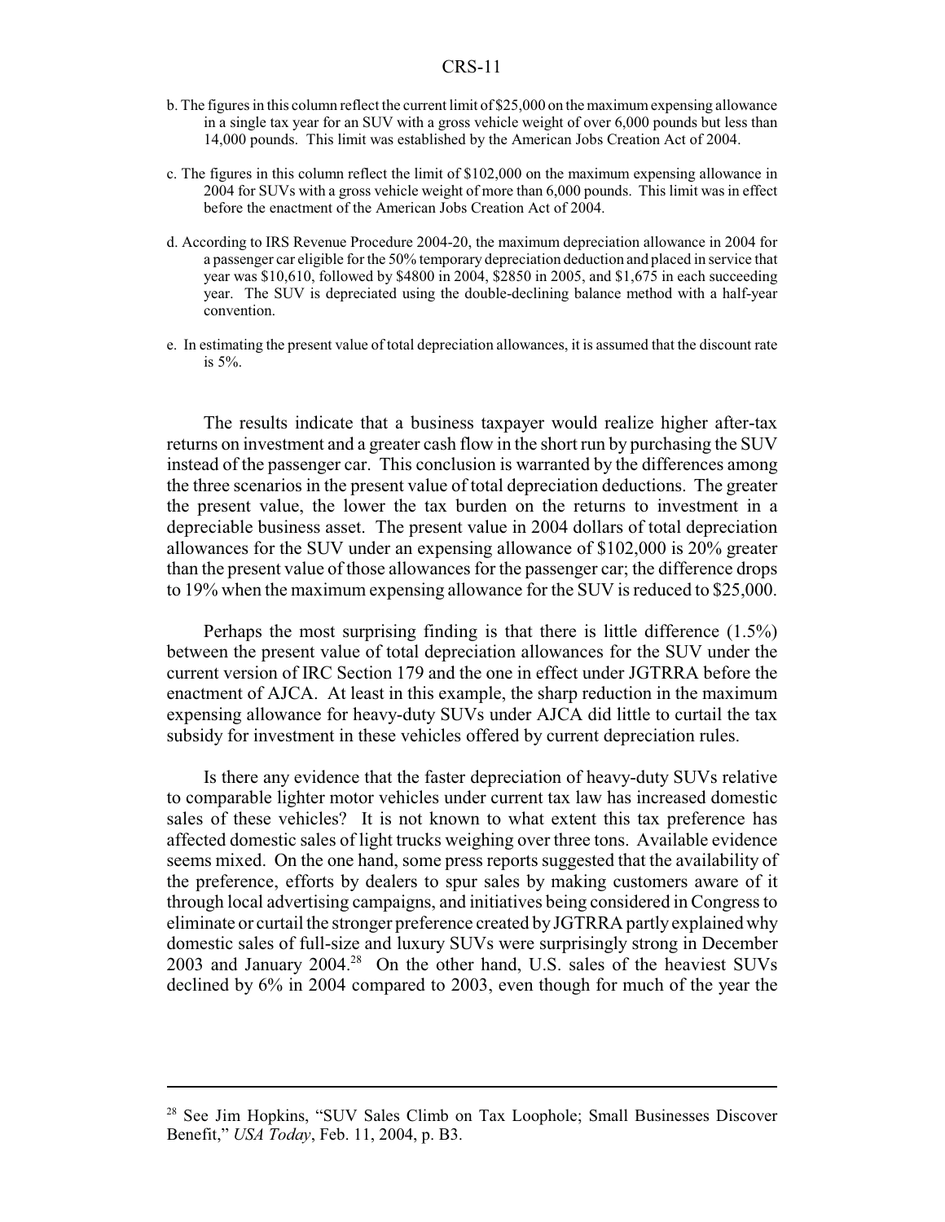b. The figures in this column reflect the current limit of $25,000 on the maximum expensing allowance in a single tax year for an SUV with a gross vehicle weight of over 6,000 pounds but less than 14,000 pounds. This limit was established by the American Jobs Creation Act of 2004.

c. The figures in this column reflect the limit of $102,000 on the maximum expensing allowance in 2004 for SUVs with a gross vehicle weight of more than 6,000 pounds. This limit was in effect before the enactment of the American Jobs Creation Act of 2004.

d. According to IRS Revenue Procedure 2004-20, the maximum depreciation allowance in 2004 for a passenger car eligible for the 50% temporary depreciation deduction and placed in service that year was $10,610, followed by $4800 in 2004, $2850 in 2005, and $1,675 in each succeeding year. The SUV is depreciated using the double-declining balance method with a half-year convention.

e. In estimating the present value of total depreciation allowances, it is assumed that the discount rate is 5%.

The results indicate that a business taxpayer would realize higher after-tax returns on investment and a greater cash flow in the short run by purchasing the SUV instead of the passenger car. This conclusion is warranted by the differences among the three scenarios in the present value of total depreciation deductions. The greater the present value, the lower the tax burden on the returns to investment in a depreciable business asset. The present value in 2004 dollars of total depreciation allowances for the SUV under an expensing allowance of $102,000 is 20% greater than the present value of those allowances for the passenger car; the difference drops to 19% when the maximum expensing allowance for the SUV is reduced to $25,000.

Perhaps the most surprising finding is that there is little difference (1.5%) between the present value of total depreciation allowances for the SUV under the current version of IRC Section 179 and the one in effect under JGTRRA before the enactment of AJCA. At least in this example, the sharp reduction in the maximum expensing allowance for heavy-duty SUVs under AJCA did little to curtail the tax subsidy for investment in these vehicles offered by current depreciation rules.

Is there any evidence that the faster depreciation of heavy-duty SUVs relative to comparable lighter motor vehicles under current tax law has increased domestic sales of these vehicles? It is not known to what extent this tax preference has affected domestic sales of light trucks weighing over three tons. Available evidence seems mixed. On the one hand, some press reports suggested that the availability of the preference, efforts by dealers to spur sales by making customers aware of it through local advertising campaigns, and initiatives being considered in Congress to eliminate or curtail the stronger preference created by JGTRRA partly explained why domestic sales of full-size and luxury SUVs were surprisingly strong in December 2003 and January 2004.[28] On the other hand, U.S. sales of the heaviest SUVs declined by 6% in 2004 compared to 2003, even though for much of the year the

[28] See Jim Hopkins, "SUV Sales Climb on Tax Loophole; Small Businesses Discover Benefit," *USA Today*, Feb. 11, 2004, p. B3.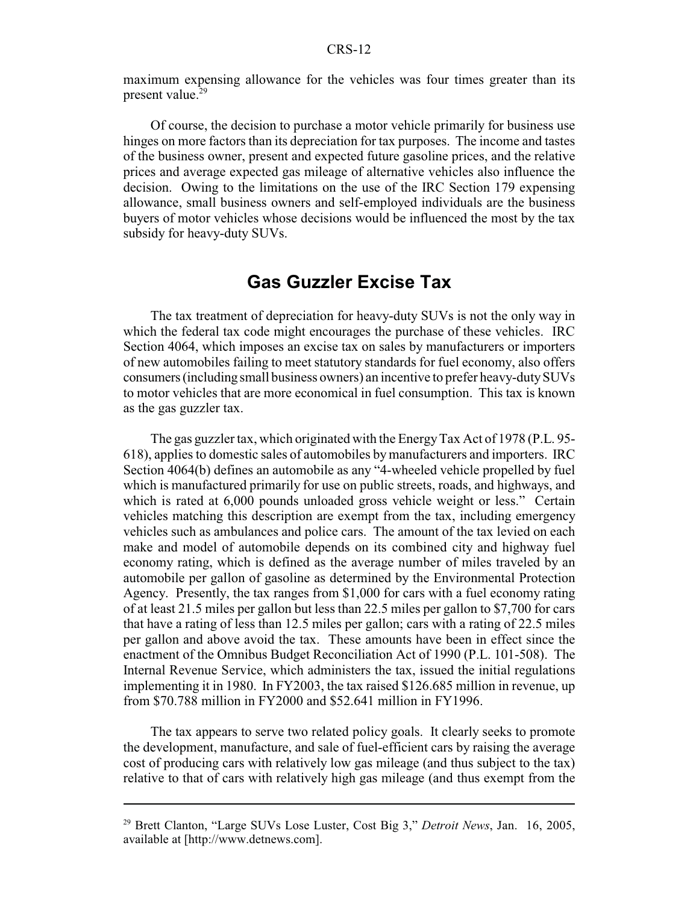maximum expensing allowance for the vehicles was four times greater than its present value.[29]

Of course, the decision to purchase a motor vehicle primarily for business use hinges on more factors than its depreciation for tax purposes. The income and tastes of the business owner, present and expected future gasoline prices, and the relative prices and average expected gas mileage of alternative vehicles also influence the decision. Owing to the limitations on the use of the IRC Section 179 expensing allowance, small business owners and self-employed individuals are the business buyers of motor vehicles whose decisions would be influenced the most by the tax subsidy for heavy-duty SUVs.

## Gas Guzzler Excise Tax

The tax treatment of depreciation for heavy-duty SUVs is not the only way in which the federal tax code might encourages the purchase of these vehicles. IRC Section 4064, which imposes an excise tax on sales by manufacturers or importers of new automobiles failing to meet statutory standards for fuel economy, also offers consumers (including small business owners) an incentive to prefer heavy-duty SUVs to motor vehicles that are more economical in fuel consumption. This tax is known as the gas guzzler tax.

The gas guzzler tax, which originated with the Energy Tax Act of 1978 (P.L. 95-618), applies to domestic sales of automobiles by manufacturers and importers. IRC Section 4064(b) defines an automobile as any "4-wheeled vehicle propelled by fuel which is manufactured primarily for use on public streets, roads, and highways, and which is rated at 6,000 pounds unloaded gross vehicle weight or less." Certain vehicles matching this description are exempt from the tax, including emergency vehicles such as ambulances and police cars. The amount of the tax levied on each make and model of automobile depends on its combined city and highway fuel economy rating, which is defined as the average number of miles traveled by an automobile per gallon of gasoline as determined by the Environmental Protection Agency. Presently, the tax ranges from $1,000 for cars with a fuel economy rating of at least 21.5 miles per gallon but less than 22.5 miles per gallon to $7,700 for cars that have a rating of less than 12.5 miles per gallon; cars with a rating of 22.5 miles per gallon and above avoid the tax. These amounts have been in effect since the enactment of the Omnibus Budget Reconciliation Act of 1990 (P.L. 101-508). The Internal Revenue Service, which administers the tax, issued the initial regulations implementing it in 1980. In FY2003, the tax raised $126.685 million in revenue, up from $70.788 million in FY2000 and $52.641 million in FY1996.

The tax appears to serve two related policy goals. It clearly seeks to promote the development, manufacture, and sale of fuel-efficient cars by raising the average cost of producing cars with relatively low gas mileage (and thus subject to the tax) relative to that of cars with relatively high gas mileage (and thus exempt from the

---

[29] Brett Clanton, "Large SUVs Lose Luster, Cost Big 3," *Detroit News*, Jan. 16, 2005, available at [http://www.detnews.com].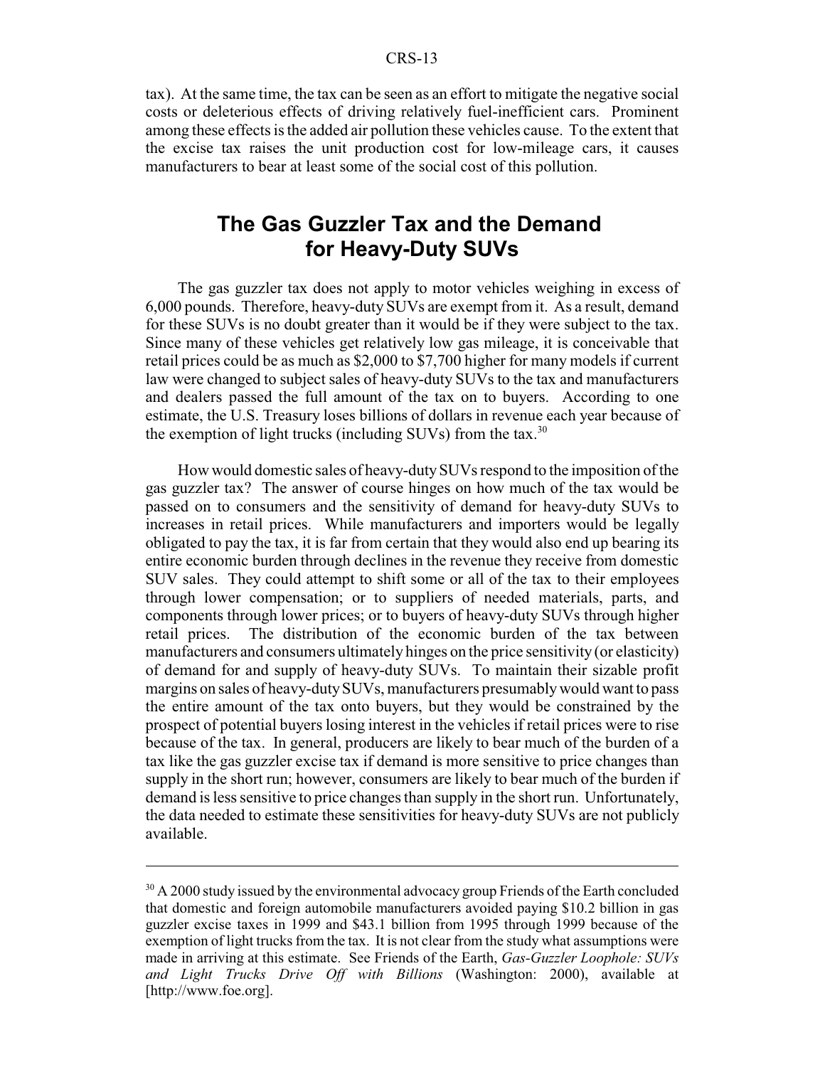tax). At the same time, the tax can be seen as an effort to mitigate the negative social costs or deleterious effects of driving relatively fuel-inefficient cars. Prominent among these effects is the added air pollution these vehicles cause. To the extent that the excise tax raises the unit production cost for low-mileage cars, it causes manufacturers to bear at least some of the social cost of this pollution.

## The Gas Guzzler Tax and the Demand for Heavy-Duty SUVs

The gas guzzler tax does not apply to motor vehicles weighing in excess of 6,000 pounds. Therefore, heavy-duty SUVs are exempt from it. As a result, demand for these SUVs is no doubt greater than it would be if they were subject to the tax. Since many of these vehicles get relatively low gas mileage, it is conceivable that retail prices could be as much as $2,000 to $7,700 higher for many models if current law were changed to subject sales of heavy-duty SUVs to the tax and manufacturers and dealers passed the full amount of the tax on to buyers. According to one estimate, the U.S. Treasury loses billions of dollars in revenue each year because of the exemption of light trucks (including SUVs) from the tax.[30]

How would domestic sales of heavy-duty SUVs respond to the imposition of the gas guzzler tax? The answer of course hinges on how much of the tax would be passed on to consumers and the sensitivity of demand for heavy-duty SUVs to increases in retail prices. While manufacturers and importers would be legally obligated to pay the tax, it is far from certain that they would also end up bearing its entire economic burden through declines in the revenue they receive from domestic SUV sales. They could attempt to shift some or all of the tax to their employees through lower compensation; or to suppliers of needed materials, parts, and components through lower prices; or to buyers of heavy-duty SUVs through higher retail prices. The distribution of the economic burden of the tax between manufacturers and consumers ultimately hinges on the price sensitivity (or elasticity) of demand for and supply of heavy-duty SUVs. To maintain their sizable profit margins on sales of heavy-duty SUVs, manufacturers presumably would want to pass the entire amount of the tax onto buyers, but they would be constrained by the prospect of potential buyers losing interest in the vehicles if retail prices were to rise because of the tax. In general, producers are likely to bear much of the burden of a tax like the gas guzzler excise tax if demand is more sensitive to price changes than supply in the short run; however, consumers are likely to bear much of the burden if demand is less sensitive to price changes than supply in the short run. Unfortunately, the data needed to estimate these sensitivities for heavy-duty SUVs are not publicly available.

---

[30] A 2000 study issued by the environmental advocacy group Friends of the Earth concluded that domestic and foreign automobile manufacturers avoided paying $10.2 billion in gas guzzler excise taxes in 1999 and $43.1 billion from 1995 through 1999 because of the exemption of light trucks from the tax. It is not clear from the study what assumptions were made in arriving at this estimate. See Friends of the Earth, *Gas-Guzzler Loophole: SUVs and Light Trucks Drive Off with Billions* (Washington: 2000), available at [http://www.foe.org].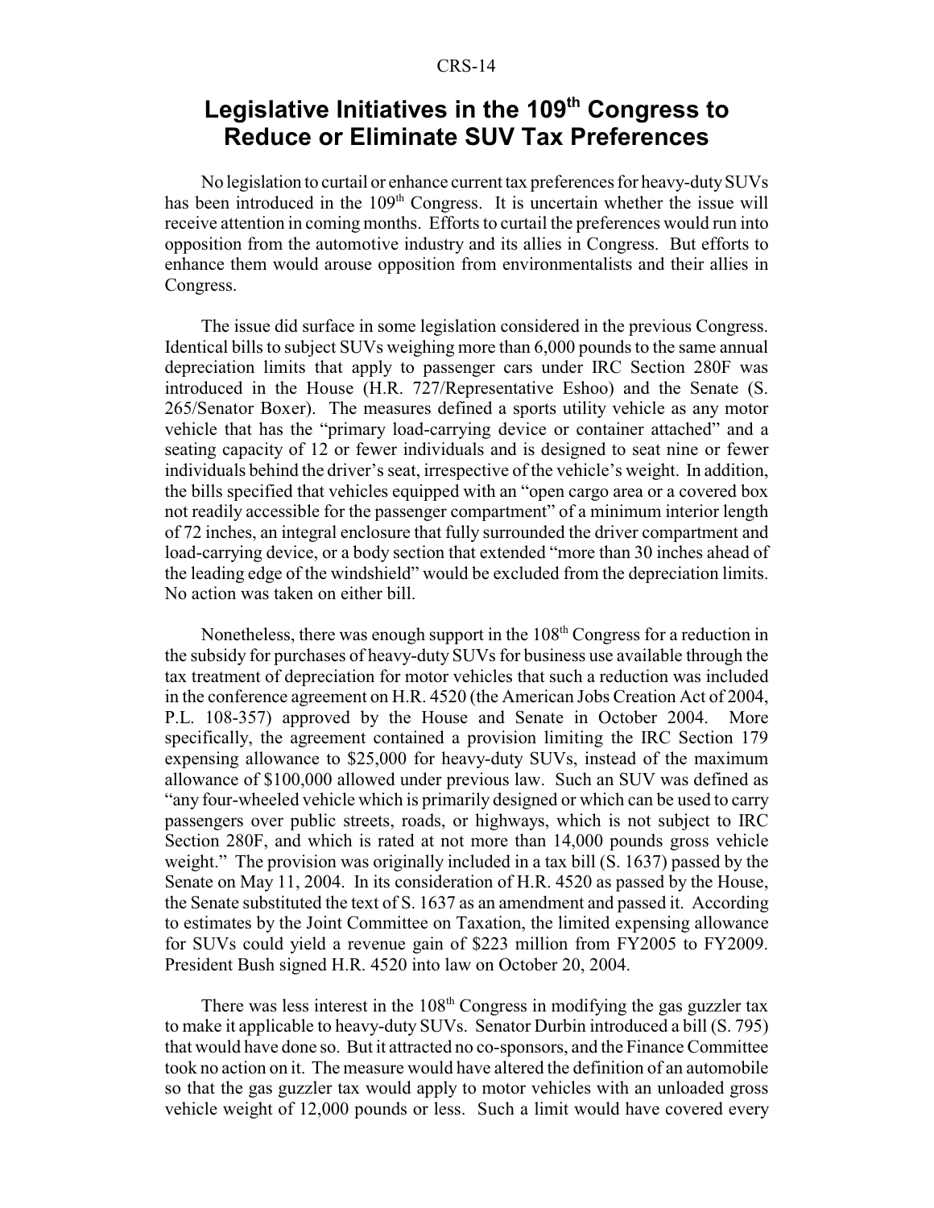## Legislative Initiatives in the 109th Congress to Reduce or Eliminate SUV Tax Preferences

No legislation to curtail or enhance current tax preferences for heavy-duty SUVs has been introduced in the 109th Congress. It is uncertain whether the issue will receive attention in coming months. Efforts to curtail the preferences would run into opposition from the automotive industry and its allies in Congress. But efforts to enhance them would arouse opposition from environmentalists and their allies in Congress.

The issue did surface in some legislation considered in the previous Congress. Identical bills to subject SUVs weighing more than 6,000 pounds to the same annual depreciation limits that apply to passenger cars under IRC Section 280F was introduced in the House (H.R. 727/Representative Eshoo) and the Senate (S. 265/Senator Boxer). The measures defined a sports utility vehicle as any motor vehicle that has the "primary load-carrying device or container attached" and a seating capacity of 12 or fewer individuals and is designed to seat nine or fewer individuals behind the driver's seat, irrespective of the vehicle's weight. In addition, the bills specified that vehicles equipped with an "open cargo area or a covered box not readily accessible for the passenger compartment" of a minimum interior length of 72 inches, an integral enclosure that fully surrounded the driver compartment and load-carrying device, or a body section that extended "more than 30 inches ahead of the leading edge of the windshield" would be excluded from the depreciation limits. No action was taken on either bill.

Nonetheless, there was enough support in the 108th Congress for a reduction in the subsidy for purchases of heavy-duty SUVs for business use available through the tax treatment of depreciation for motor vehicles that such a reduction was included in the conference agreement on H.R. 4520 (the American Jobs Creation Act of 2004, P.L. 108-357) approved by the House and Senate in October 2004. More specifically, the agreement contained a provision limiting the IRC Section 179 expensing allowance to $25,000 for heavy-duty SUVs, instead of the maximum allowance of $100,000 allowed under previous law. Such an SUV was defined as "any four-wheeled vehicle which is primarily designed or which can be used to carry passengers over public streets, roads, or highways, which is not subject to IRC Section 280F, and which is rated at not more than 14,000 pounds gross vehicle weight." The provision was originally included in a tax bill (S. 1637) passed by the Senate on May 11, 2004. In its consideration of H.R. 4520 as passed by the House, the Senate substituted the text of S. 1637 as an amendment and passed it. According to estimates by the Joint Committee on Taxation, the limited expensing allowance for SUVs could yield a revenue gain of $223 million from FY2005 to FY2009. President Bush signed H.R. 4520 into law on October 20, 2004.

There was less interest in the 108th Congress in modifying the gas guzzler tax to make it applicable to heavy-duty SUVs. Senator Durbin introduced a bill (S. 795) that would have done so. But it attracted no co-sponsors, and the Finance Committee took no action on it. The measure would have altered the definition of an automobile so that the gas guzzler tax would apply to motor vehicles with an unloaded gross vehicle weight of 12,000 pounds or less. Such a limit would have covered every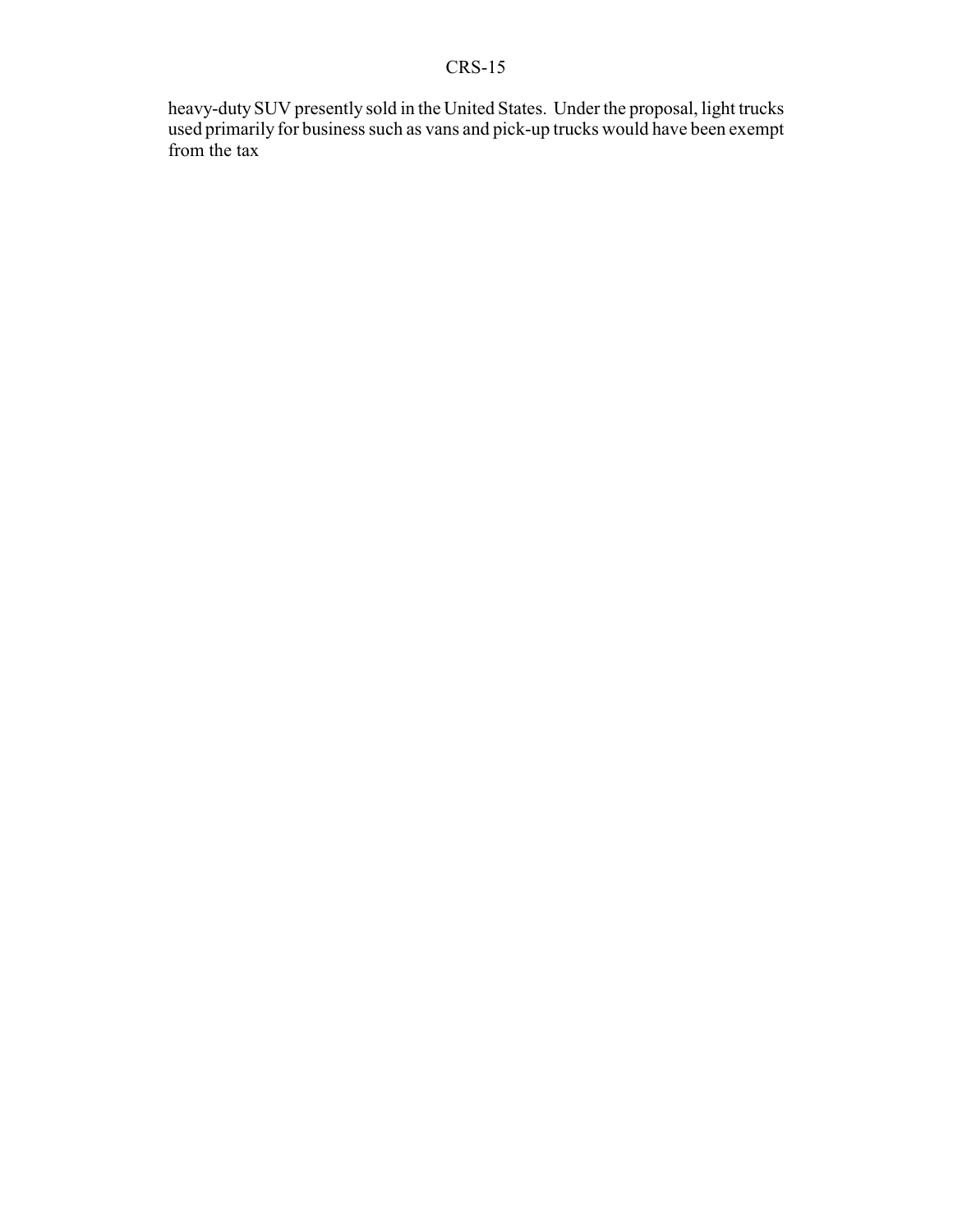heavy-duty SUV presently sold in the United States. Under the proposal, light trucks used primarily for business such as vans and pick-up trucks would have been exempt from the tax